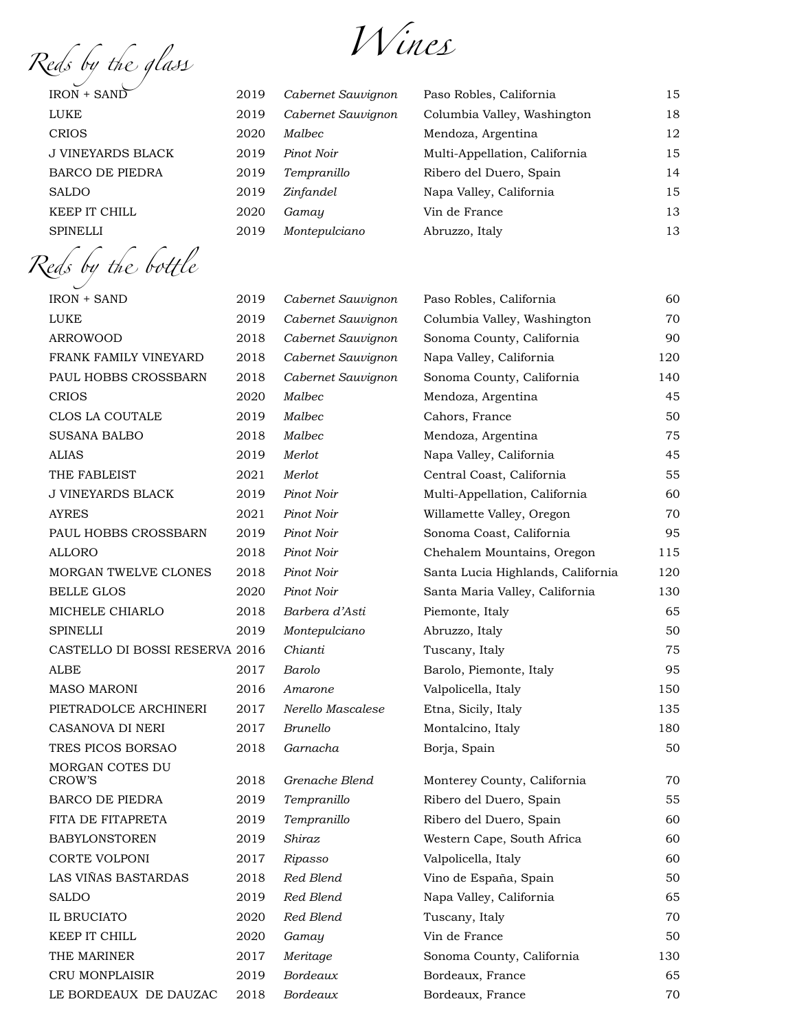# *Wines*

## *Reds by the glass*

| Wine | Vintage | Varietal | Region | Price |
|---|---|---|---|---|
| IRON + SAND | 2019 | *Cabernet Sauvignon* | Paso Robles, California | 15 |
| LUKE | 2019 | *Cabernet Sauvignon* | Columbia Valley, Washington | 18 |
| CRIOS | 2020 | *Malbec* | Mendoza, Argentina | 12 |
| J VINEYARDS BLACK | 2019 | *Pinot Noir* | Multi-Appellation, California | 15 |
| BARCO DE PIEDRA | 2019 | *Tempranillo* | Ribero del Duero, Spain | 14 |
| SALDO | 2019 | *Zinfandel* | Napa Valley, California | 15 |
| KEEP IT CHILL | 2020 | *Gamay* | Vin de France | 13 |
| SPINELLI | 2019 | *Montepulciano* | Abruzzo, Italy | 13 |

## *Reds by the bottle*

| Wine | Vintage | Varietal | Region | Price |
|---|---|---|---|---|
| IRON + SAND | 2019 | *Cabernet Sauvignon* | Paso Robles, California | 60 |
| LUKE | 2019 | *Cabernet Sauvignon* | Columbia Valley, Washington | 70 |
| ARROWOOD | 2018 | *Cabernet Sauvignon* | Sonoma County, California | 90 |
| FRANK FAMILY VINEYARD | 2018 | *Cabernet Sauvignon* | Napa Valley, California | 120 |
| PAUL HOBBS CROSSBARN | 2018 | *Cabernet Sauvignon* | Sonoma County, California | 140 |
| CRIOS | 2020 | *Malbec* | Mendoza, Argentina | 45 |
| CLOS LA COUTALE | 2019 | *Malbec* | Cahors, France | 50 |
| SUSANA BALBO | 2018 | *Malbec* | Mendoza, Argentina | 75 |
| ALIAS | 2019 | *Merlot* | Napa Valley, California | 45 |
| THE FABLEIST | 2021 | *Merlot* | Central Coast, California | 55 |
| J VINEYARDS BLACK | 2019 | *Pinot Noir* | Multi-Appellation, California | 60 |
| AYRES | 2021 | *Pinot Noir* | Willamette Valley, Oregon | 70 |
| PAUL HOBBS CROSSBARN | 2019 | *Pinot Noir* | Sonoma Coast, California | 95 |
| ALLORO | 2018 | *Pinot Noir* | Chehalem Mountains, Oregon | 115 |
| MORGAN TWELVE CLONES | 2018 | *Pinot Noir* | Santa Lucia Highlands, California | 120 |
| BELLE GLOS | 2020 | *Pinot Noir* | Santa Maria Valley, California | 130 |
| MICHELE CHIARLO | 2018 | *Barbera d'Asti* | Piemonte, Italy | 65 |
| SPINELLI | 2019 | *Montepulciano* | Abruzzo, Italy | 50 |
| CASTELLO DI BOSSI RESERVA | 2016 | *Chianti* | Tuscany, Italy | 75 |
| ALBE | 2017 | *Barolo* | Barolo, Piemonte, Italy | 95 |
| MASO MARONI | 2016 | *Amarone* | Valpolicella, Italy | 150 |
| PIETRADOLCE ARCHINERI | 2017 | *Nerello Mascalese* | Etna, Sicily, Italy | 135 |
| CASANOVA DI NERI | 2017 | *Brunello* | Montalcino, Italy | 180 |
| TRES PICOS BORSAO | 2018 | *Garnacha* | Borja, Spain | 50 |
| MORGAN COTES DU CROW'S | 2018 | *Grenache Blend* | Monterey County, California | 70 |
| BARCO DE PIEDRA | 2019 | *Tempranillo* | Ribero del Duero, Spain | 55 |
| FITA DE FITAPRETA | 2019 | *Tempranillo* | Ribero del Duero, Spain | 60 |
| BABYLONSTOREN | 2019 | *Shiraz* | Western Cape, South Africa | 60 |
| CORTE VOLPONI | 2017 | *Ripasso* | Valpolicella, Italy | 60 |
| LAS VIÑAS BASTARDAS | 2018 | *Red Blend* | Vino de España, Spain | 50 |
| SALDO | 2019 | *Red Blend* | Napa Valley, California | 65 |
| IL BRUCIATO | 2020 | *Red Blend* | Tuscany, Italy | 70 |
| KEEP IT CHILL | 2020 | *Gamay* | Vin de France | 50 |
| THE MARINER | 2017 | *Meritage* | Sonoma County, California | 130 |
| CRU MONPLAISIR | 2019 | *Bordeaux* | Bordeaux, France | 65 |
| LE BORDEAUX DE DAUZAC | 2018 | *Bordeaux* | Bordeaux, France | 70 |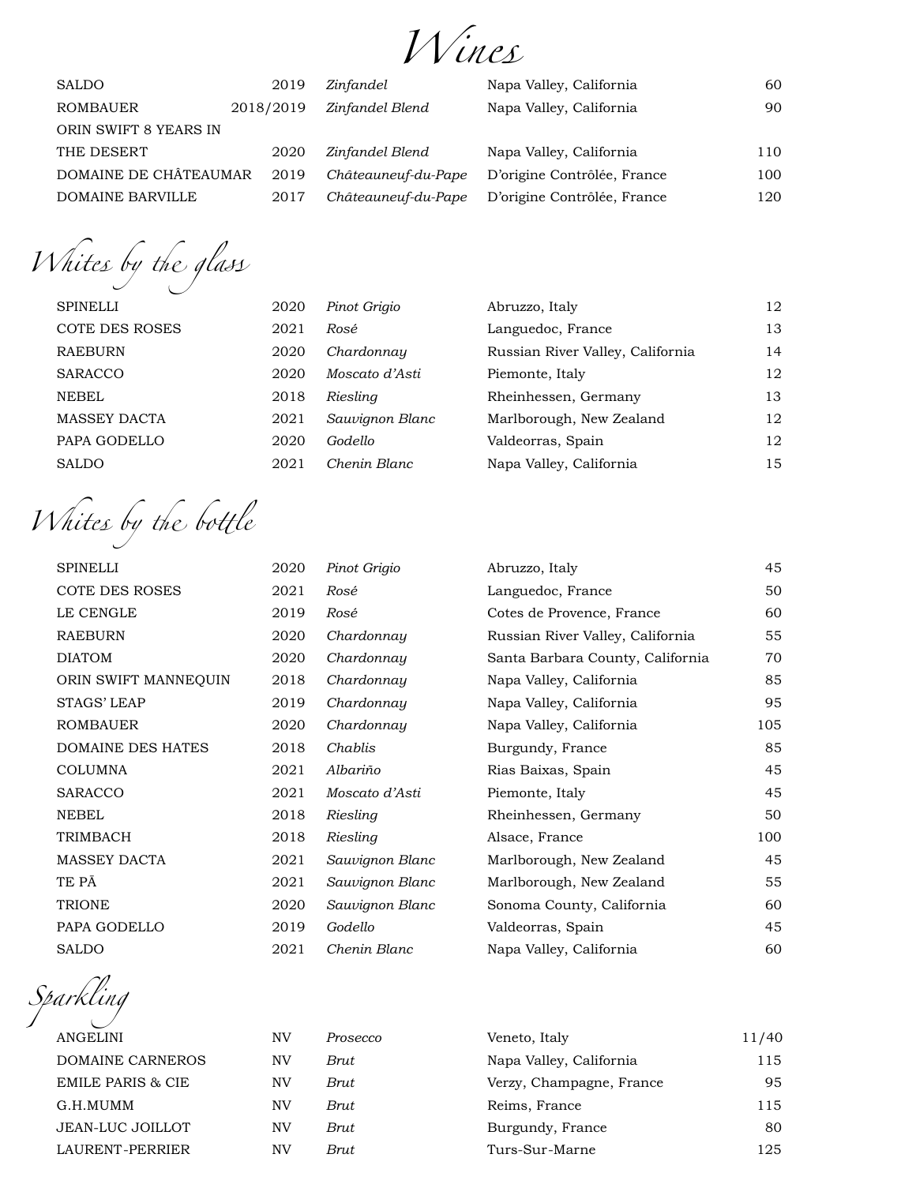# Wines

| | | | | |
|---|---|---|---|---|
| SALDO | 2019 | *Zinfandel* | Napa Valley, California | 60 |
| ROMBAUER | 2018/2019 | *Zinfandel Blend* | Napa Valley, California | 90 |
| ORIN SWIFT 8 YEARS IN THE DESERT | 2020 | *Zinfandel Blend* | Napa Valley, California | 110 |
| DOMAINE DE CHÂTEAUMAR | 2019 | *Châteauneuf-du-Pape* | D'origine Contrôlée, France | 100 |
| DOMAINE BARVILLE | 2017 | *Châteauneuf-du-Pape* | D'origine Contrôlée, France | 120 |

## Whites by the glass

| | | | | |
|---|---|---|---|---|
| SPINELLI | 2020 | *Pinot Grigio* | Abruzzo, Italy | 12 |
| COTE DES ROSES | 2021 | *Rosé* | Languedoc, France | 13 |
| RAEBURN | 2020 | *Chardonnay* | Russian River Valley, California | 14 |
| SARACCO | 2020 | *Moscato d'Asti* | Piemonte, Italy | 12 |
| NEBEL | 2018 | *Riesling* | Rheinhessen, Germany | 13 |
| MASSEY DACTA | 2021 | *Sauvignon Blanc* | Marlborough, New Zealand | 12 |
| PAPA GODELLO | 2020 | *Godello* | Valdeorras, Spain | 12 |
| SALDO | 2021 | *Chenin Blanc* | Napa Valley, California | 15 |

## Whites by the bottle

| | | | | |
|---|---|---|---|---|
| SPINELLI | 2020 | *Pinot Grigio* | Abruzzo, Italy | 45 |
| COTE DES ROSES | 2021 | *Rosé* | Languedoc, France | 50 |
| LE CENGLE | 2019 | *Rosé* | Cotes de Provence, France | 60 |
| RAEBURN | 2020 | *Chardonnay* | Russian River Valley, California | 55 |
| DIATOM | 2020 | *Chardonnay* | Santa Barbara County, California | 70 |
| ORIN SWIFT MANNEQUIN | 2018 | *Chardonnay* | Napa Valley, California | 85 |
| STAGS' LEAP | 2019 | *Chardonnay* | Napa Valley, California | 95 |
| ROMBAUER | 2020 | *Chardonnay* | Napa Valley, California | 105 |
| DOMAINE DES HATES | 2018 | *Chablis* | Burgundy, France | 85 |
| COLUMNA | 2021 | *Albariño* | Rias Baixas, Spain | 45 |
| SARACCO | 2021 | *Moscato d'Asti* | Piemonte, Italy | 45 |
| NEBEL | 2018 | *Riesling* | Rheinhessen, Germany | 50 |
| TRIMBACH | 2018 | *Riesling* | Alsace, France | 100 |
| MASSEY DACTA | 2021 | *Sauvignon Blanc* | Marlborough, New Zealand | 45 |
| TE PĀ | 2021 | *Sauvignon Blanc* | Marlborough, New Zealand | 55 |
| TRIONE | 2020 | *Sauvignon Blanc* | Sonoma County, California | 60 |
| PAPA GODELLO | 2019 | *Godello* | Valdeorras, Spain | 45 |
| SALDO | 2021 | *Chenin Blanc* | Napa Valley, California | 60 |

## Sparkling

| | | | | |
|---|---|---|---|---|
| ANGELINI | NV | *Prosecco* | Veneto, Italy | 11/40 |
| DOMAINE CARNEROS | NV | *Brut* | Napa Valley, California | 115 |
| EMILE PARIS & CIE | NV | *Brut* | Verzy, Champagne, France | 95 |
| G.H.MUMM | NV | *Brut* | Reims, France | 115 |
| JEAN-LUC JOILLOT | NV | *Brut* | Burgundy, France | 80 |
| LAURENT-PERRIER | NV | *Brut* | Turs-Sur-Marne | 125 |